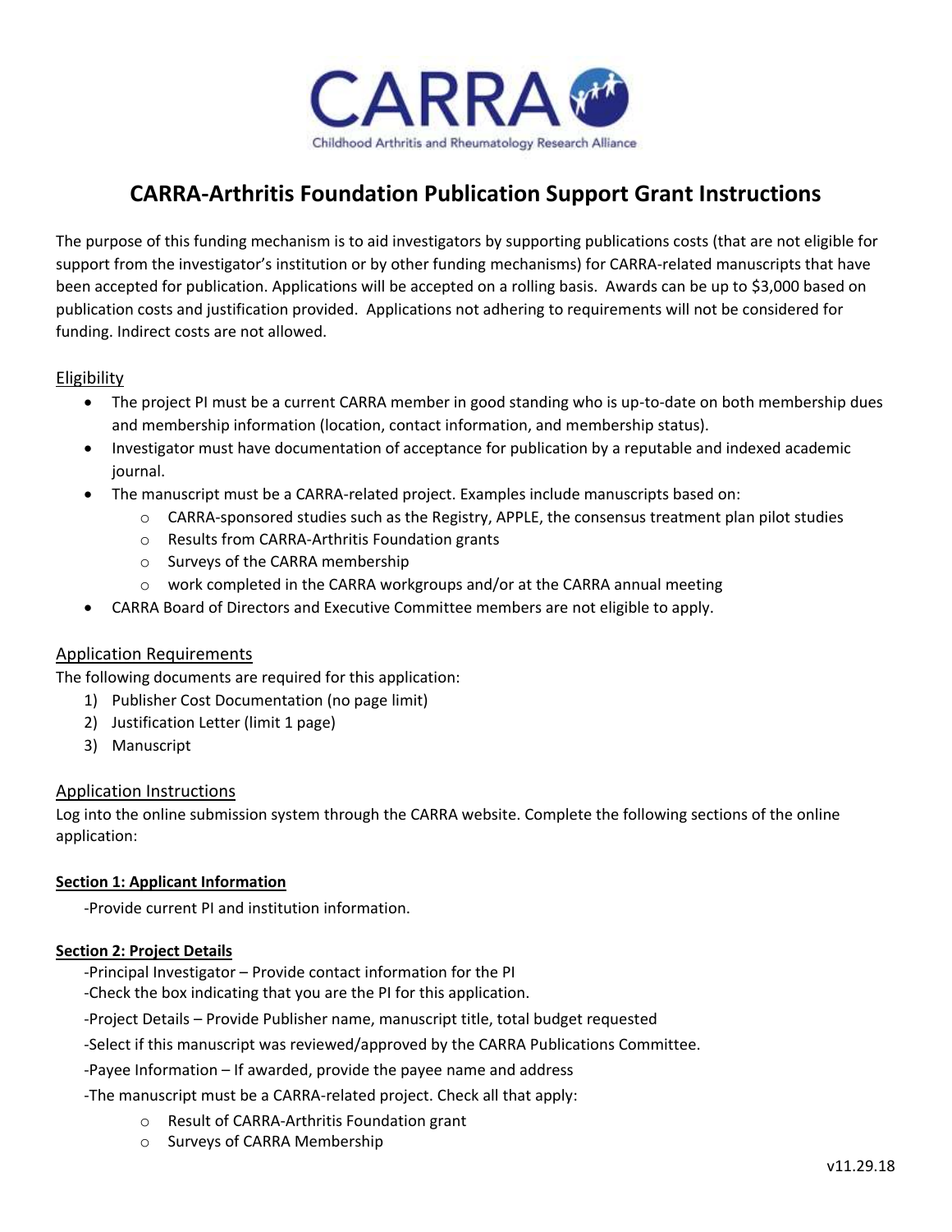CARRA

Childhood Arthritis and Rheumatology Research Alliance

# CARRA-Arthritis Foundation Publication Support Grant Instructions

The purpose of this funding mechanism is to aid investigators by supporting publications costs (that are not eligible for support from the investigator's institution or by other funding mechanisms) for CARRA-related manuscripts that have been accepted for publication. Applications will be accepted on a rolling basis. Awards can be up to $3,000 based on publication costs and justification provided. Applications not adhering to requirements will not be considered for funding. Indirect costs are not allowed.

## Eligibility

- The project PI must be a current CARRA member in good standing who is up-to-date on both membership dues and membership information (location, contact information, and membership status).
- Investigator must have documentation of acceptance for publication by a reputable and indexed academic journal.
- The manuscript must be a CARRA-related project. Examples include manuscripts based on:
  - CARRA-sponsored studies such as the Registry, APPLE, the consensus treatment plan pilot studies
  - Results from CARRA-Arthritis Foundation grants
  - Surveys of the CARRA membership
  - work completed in the CARRA workgroups and/or at the CARRA annual meeting
- CARRA Board of Directors and Executive Committee members are not eligible to apply.

## Application Requirements

The following documents are required for this application:

1) Publisher Cost Documentation (no page limit)
2) Justification Letter (limit 1 page)
3) Manuscript

## Application Instructions

Log into the online submission system through the CARRA website. Complete the following sections of the online application:

### Section 1: Applicant Information

-Provide current PI and institution information.

### Section 2: Project Details

-Principal Investigator – Provide contact information for the PI

-Check the box indicating that you are the PI for this application.

-Project Details – Provide Publisher name, manuscript title, total budget requested

-Select if this manuscript was reviewed/approved by the CARRA Publications Committee.

-Payee Information – If awarded, provide the payee name and address

-The manuscript must be a CARRA-related project. Check all that apply:

- Result of CARRA-Arthritis Foundation grant
- Surveys of CARRA Membership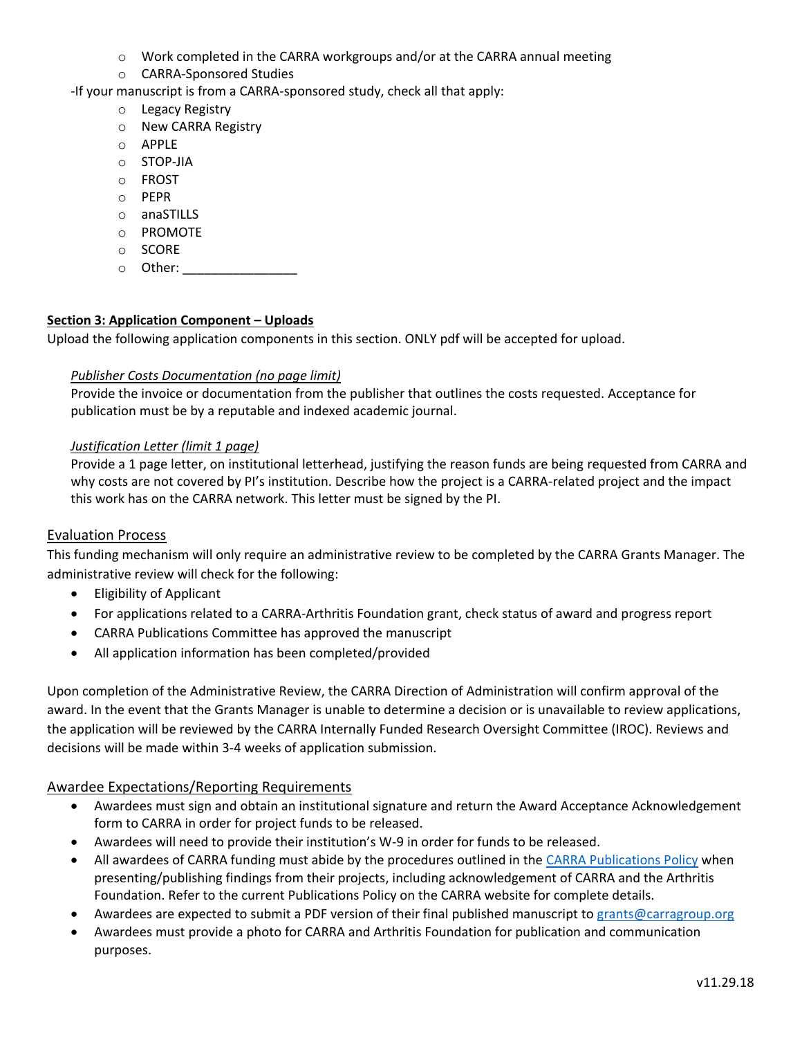- Work completed in the CARRA workgroups and/or at the CARRA annual meeting
- CARRA-Sponsored Studies

-If your manuscript is from a CARRA-sponsored study, check all that apply:

- Legacy Registry
- New CARRA Registry
- APPLE
- STOP-JIA
- FROST
- PEPR
- anaSTILLS
- PROMOTE
- SCORE
- Other: ________________

**Section 3: Application Component – Uploads**

Upload the following application components in this section. ONLY pdf will be accepted for upload.

*Publisher Costs Documentation (no page limit)*

Provide the invoice or documentation from the publisher that outlines the costs requested. Acceptance for publication must be by a reputable and indexed academic journal.

*Justification Letter (limit 1 page)*

Provide a 1 page letter, on institutional letterhead, justifying the reason funds are being requested from CARRA and why costs are not covered by PI's institution. Describe how the project is a CARRA-related project and the impact this work has on the CARRA network. This letter must be signed by the PI.

## Evaluation Process

This funding mechanism will only require an administrative review to be completed by the CARRA Grants Manager. The administrative review will check for the following:

- Eligibility of Applicant
- For applications related to a CARRA-Arthritis Foundation grant, check status of award and progress report
- CARRA Publications Committee has approved the manuscript
- All application information has been completed/provided

Upon completion of the Administrative Review, the CARRA Direction of Administration will confirm approval of the award. In the event that the Grants Manager is unable to determine a decision or is unavailable to review applications, the application will be reviewed by the CARRA Internally Funded Research Oversight Committee (IROC). Reviews and decisions will be made within 3-4 weeks of application submission.

## Awardee Expectations/Reporting Requirements

- Awardees must sign and obtain an institutional signature and return the Award Acceptance Acknowledgement form to CARRA in order for project funds to be released.
- Awardees will need to provide their institution's W-9 in order for funds to be released.
- All awardees of CARRA funding must abide by the procedures outlined in the CARRA Publications Policy when presenting/publishing findings from their projects, including acknowledgement of CARRA and the Arthritis Foundation. Refer to the current Publications Policy on the CARRA website for complete details.
- Awardees are expected to submit a PDF version of their final published manuscript to grants@carragroup.org
- Awardees must provide a photo for CARRA and Arthritis Foundation for publication and communication purposes.

v11.29.18